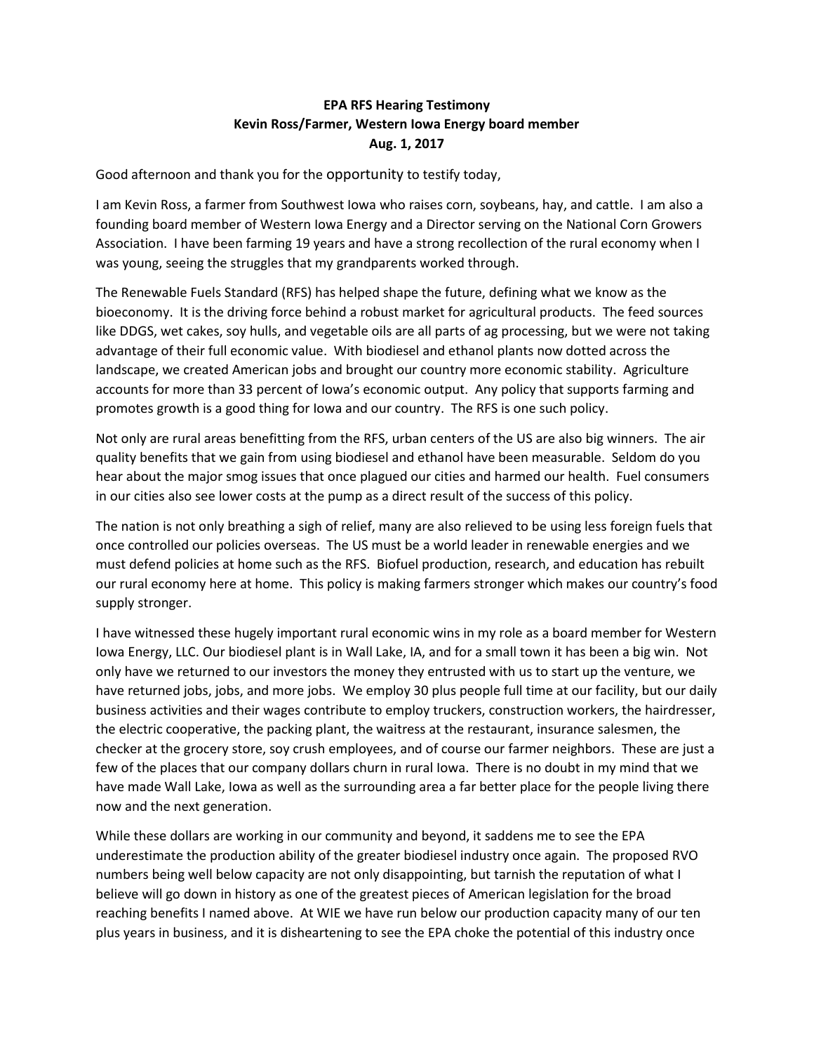**EPA RFS Hearing Testimony**
**Kevin Ross/Farmer, Western Iowa Energy board member**
**Aug. 1, 2017**

Good afternoon and thank you for the opportunity to testify today,

I am Kevin Ross, a farmer from Southwest Iowa who raises corn, soybeans, hay, and cattle. I am also a founding board member of Western Iowa Energy and a Director serving on the National Corn Growers Association. I have been farming 19 years and have a strong recollection of the rural economy when I was young, seeing the struggles that my grandparents worked through.

The Renewable Fuels Standard (RFS) has helped shape the future, defining what we know as the bioeconomy. It is the driving force behind a robust market for agricultural products. The feed sources like DDGS, wet cakes, soy hulls, and vegetable oils are all parts of ag processing, but we were not taking advantage of their full economic value. With biodiesel and ethanol plants now dotted across the landscape, we created American jobs and brought our country more economic stability. Agriculture accounts for more than 33 percent of Iowa's economic output. Any policy that supports farming and promotes growth is a good thing for Iowa and our country. The RFS is one such policy.

Not only are rural areas benefitting from the RFS, urban centers of the US are also big winners. The air quality benefits that we gain from using biodiesel and ethanol have been measurable. Seldom do you hear about the major smog issues that once plagued our cities and harmed our health. Fuel consumers in our cities also see lower costs at the pump as a direct result of the success of this policy.

The nation is not only breathing a sigh of relief, many are also relieved to be using less foreign fuels that once controlled our policies overseas. The US must be a world leader in renewable energies and we must defend policies at home such as the RFS. Biofuel production, research, and education has rebuilt our rural economy here at home. This policy is making farmers stronger which makes our country's food supply stronger.

I have witnessed these hugely important rural economic wins in my role as a board member for Western Iowa Energy, LLC. Our biodiesel plant is in Wall Lake, IA, and for a small town it has been a big win. Not only have we returned to our investors the money they entrusted with us to start up the venture, we have returned jobs, jobs, and more jobs. We employ 30 plus people full time at our facility, but our daily business activities and their wages contribute to employ truckers, construction workers, the hairdresser, the electric cooperative, the packing plant, the waitress at the restaurant, insurance salesmen, the checker at the grocery store, soy crush employees, and of course our farmer neighbors. These are just a few of the places that our company dollars churn in rural Iowa. There is no doubt in my mind that we have made Wall Lake, Iowa as well as the surrounding area a far better place for the people living there now and the next generation.

While these dollars are working in our community and beyond, it saddens me to see the EPA underestimate the production ability of the greater biodiesel industry once again. The proposed RVO numbers being well below capacity are not only disappointing, but tarnish the reputation of what I believe will go down in history as one of the greatest pieces of American legislation for the broad reaching benefits I named above. At WIE we have run below our production capacity many of our ten plus years in business, and it is disheartening to see the EPA choke the potential of this industry once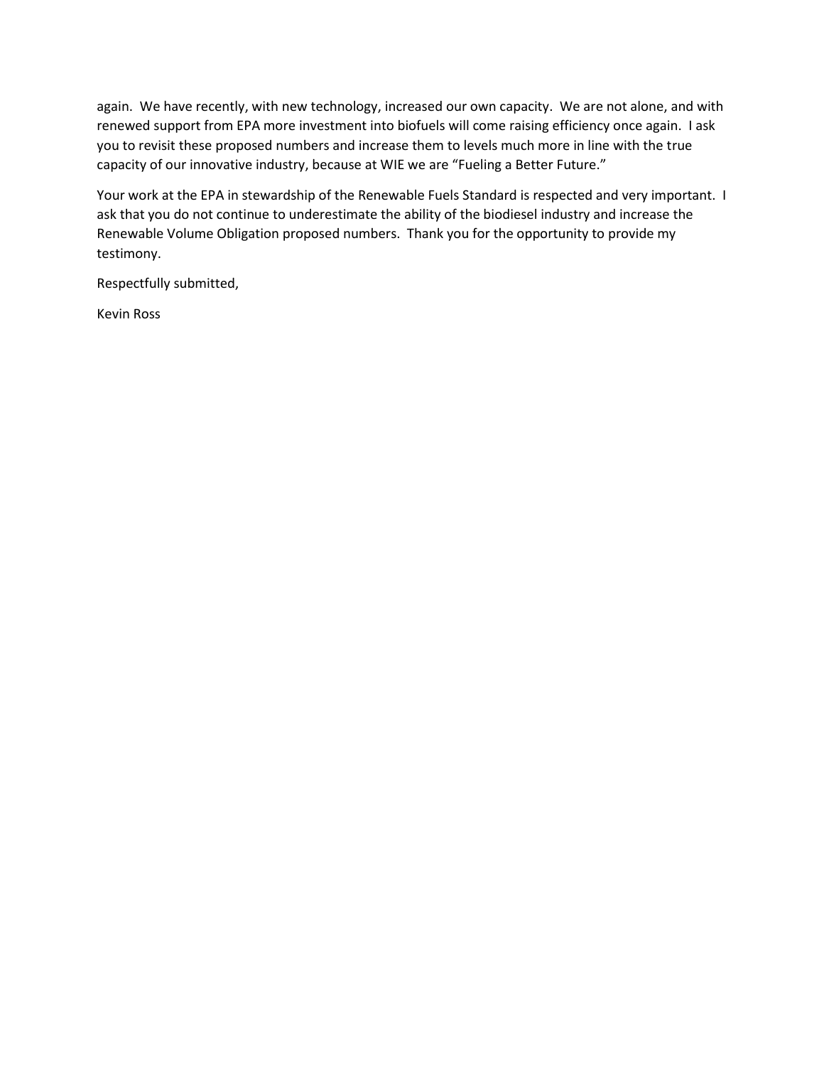again. We have recently, with new technology, increased our own capacity. We are not alone, and with renewed support from EPA more investment into biofuels will come raising efficiency once again. I ask you to revisit these proposed numbers and increase them to levels much more in line with the true capacity of our innovative industry, because at WIE we are "Fueling a Better Future."

Your work at the EPA in stewardship of the Renewable Fuels Standard is respected and very important. I ask that you do not continue to underestimate the ability of the biodiesel industry and increase the Renewable Volume Obligation proposed numbers. Thank you for the opportunity to provide my testimony.

Respectfully submitted,

Kevin Ross